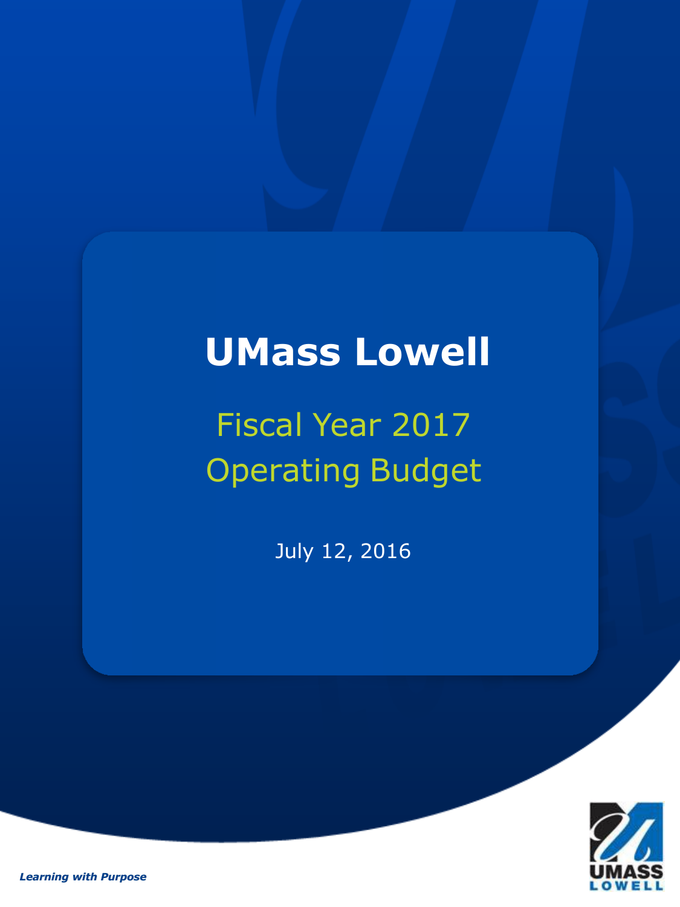# UMass Lowell

## Fiscal Year 2017 Operating Budget

July 12, 2016

***Learning with Purpose***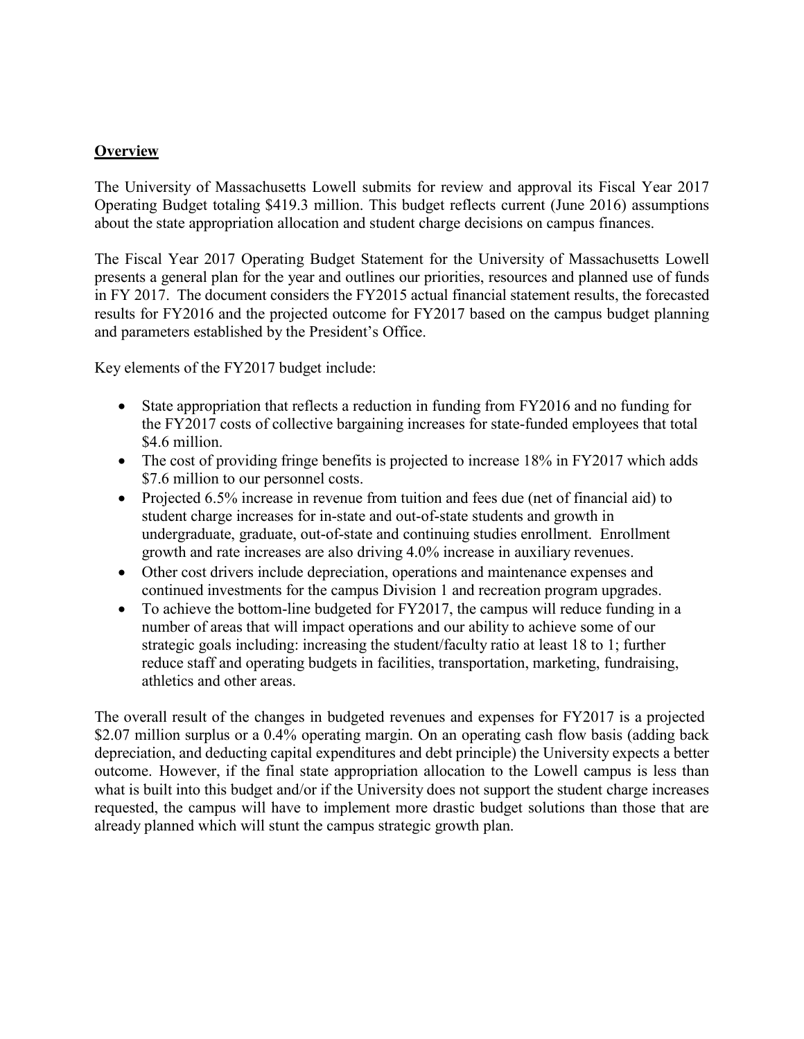## **Overview**

The University of Massachusetts Lowell submits for review and approval its Fiscal Year 2017 Operating Budget totaling $419.3 million. This budget reflects current (June 2016) assumptions about the state appropriation allocation and student charge decisions on campus finances.

The Fiscal Year 2017 Operating Budget Statement for the University of Massachusetts Lowell presents a general plan for the year and outlines our priorities, resources and planned use of funds in FY 2017. The document considers the FY2015 actual financial statement results, the forecasted results for FY2016 and the projected outcome for FY2017 based on the campus budget planning and parameters established by the President's Office.

Key elements of the FY2017 budget include:

- State appropriation that reflects a reduction in funding from FY2016 and no funding for the FY2017 costs of collective bargaining increases for state-funded employees that total $4.6 million.
- The cost of providing fringe benefits is projected to increase 18% in FY2017 which adds $7.6 million to our personnel costs.
- Projected 6.5% increase in revenue from tuition and fees due (net of financial aid) to student charge increases for in-state and out-of-state students and growth in undergraduate, graduate, out-of-state and continuing studies enrollment. Enrollment growth and rate increases are also driving 4.0% increase in auxiliary revenues.
- Other cost drivers include depreciation, operations and maintenance expenses and continued investments for the campus Division 1 and recreation program upgrades.
- To achieve the bottom-line budgeted for FY2017, the campus will reduce funding in a number of areas that will impact operations and our ability to achieve some of our strategic goals including: increasing the student/faculty ratio at least 18 to 1; further reduce staff and operating budgets in facilities, transportation, marketing, fundraising, athletics and other areas.

The overall result of the changes in budgeted revenues and expenses for FY2017 is a projected $2.07 million surplus or a 0.4% operating margin. On an operating cash flow basis (adding back depreciation, and deducting capital expenditures and debt principle) the University expects a better outcome. However, if the final state appropriation allocation to the Lowell campus is less than what is built into this budget and/or if the University does not support the student charge increases requested, the campus will have to implement more drastic budget solutions than those that are already planned which will stunt the campus strategic growth plan.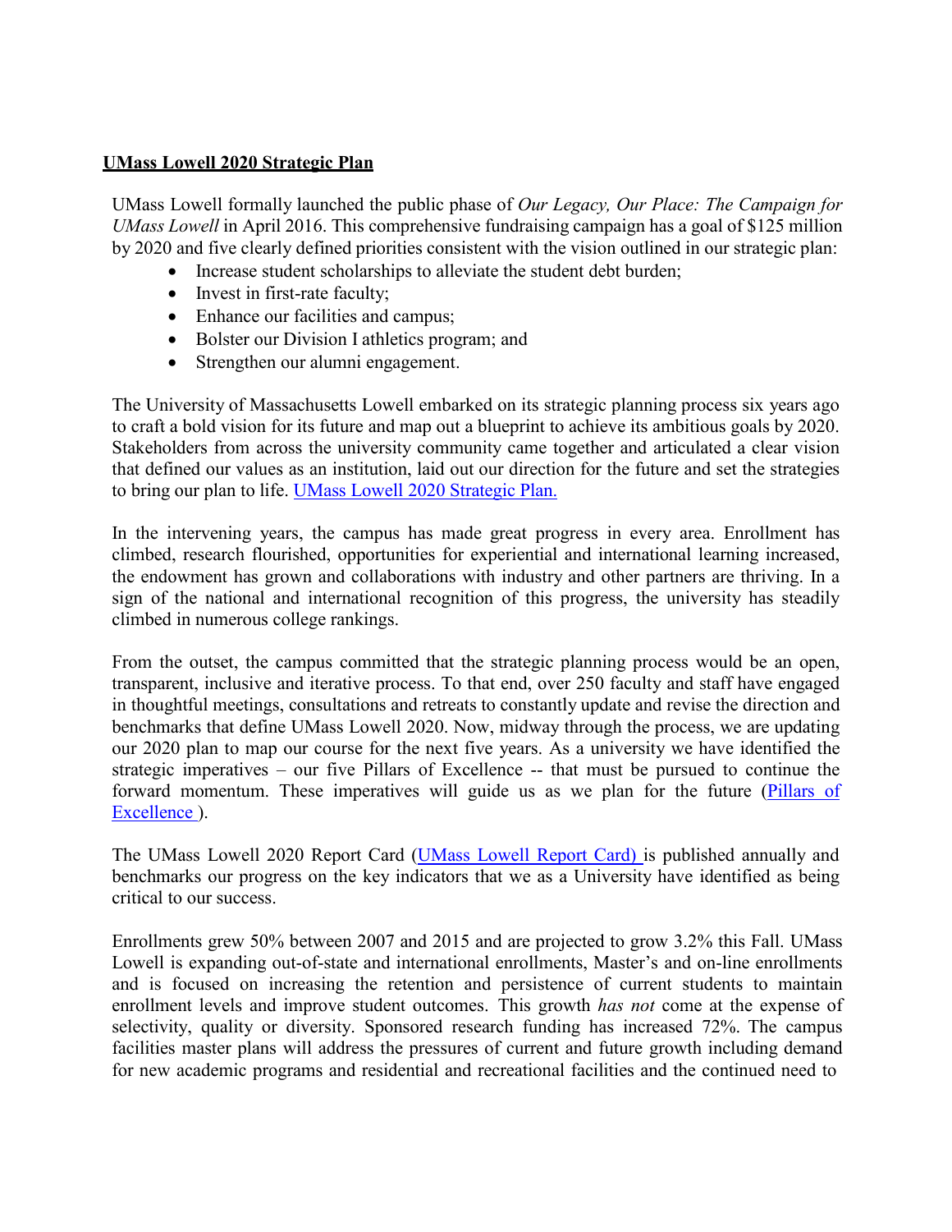**UMass Lowell 2020 Strategic Plan**

UMass Lowell formally launched the public phase of *Our Legacy, Our Place: The Campaign for UMass Lowell* in April 2016. This comprehensive fundraising campaign has a goal of $125 million by 2020 and five clearly defined priorities consistent with the vision outlined in our strategic plan:

- Increase student scholarships to alleviate the student debt burden;
- Invest in first-rate faculty;
- Enhance our facilities and campus;
- Bolster our Division I athletics program; and
- Strengthen our alumni engagement.

The University of Massachusetts Lowell embarked on its strategic planning process six years ago to craft a bold vision for its future and map out a blueprint to achieve its ambitious goals by 2020. Stakeholders from across the university community came together and articulated a clear vision that defined our values as an institution, laid out our direction for the future and set the strategies to bring our plan to life. UMass Lowell 2020 Strategic Plan.

In the intervening years, the campus has made great progress in every area. Enrollment has climbed, research flourished, opportunities for experiential and international learning increased, the endowment has grown and collaborations with industry and other partners are thriving. In a sign of the national and international recognition of this progress, the university has steadily climbed in numerous college rankings.

From the outset, the campus committed that the strategic planning process would be an open, transparent, inclusive and iterative process. To that end, over 250 faculty and staff have engaged in thoughtful meetings, consultations and retreats to constantly update and revise the direction and benchmarks that define UMass Lowell 2020. Now, midway through the process, we are updating our 2020 plan to map our course for the next five years. As a university we have identified the strategic imperatives – our five Pillars of Excellence -- that must be pursued to continue the forward momentum. These imperatives will guide us as we plan for the future (Pillars of Excellence ).

The UMass Lowell 2020 Report Card (UMass Lowell Report Card) is published annually and benchmarks our progress on the key indicators that we as a University have identified as being critical to our success.

Enrollments grew 50% between 2007 and 2015 and are projected to grow 3.2% this Fall. UMass Lowell is expanding out-of-state and international enrollments, Master's and on-line enrollments and is focused on increasing the retention and persistence of current students to maintain enrollment levels and improve student outcomes. This growth *has not* come at the expense of selectivity, quality or diversity. Sponsored research funding has increased 72%. The campus facilities master plans will address the pressures of current and future growth including demand for new academic programs and residential and recreational facilities and the continued need to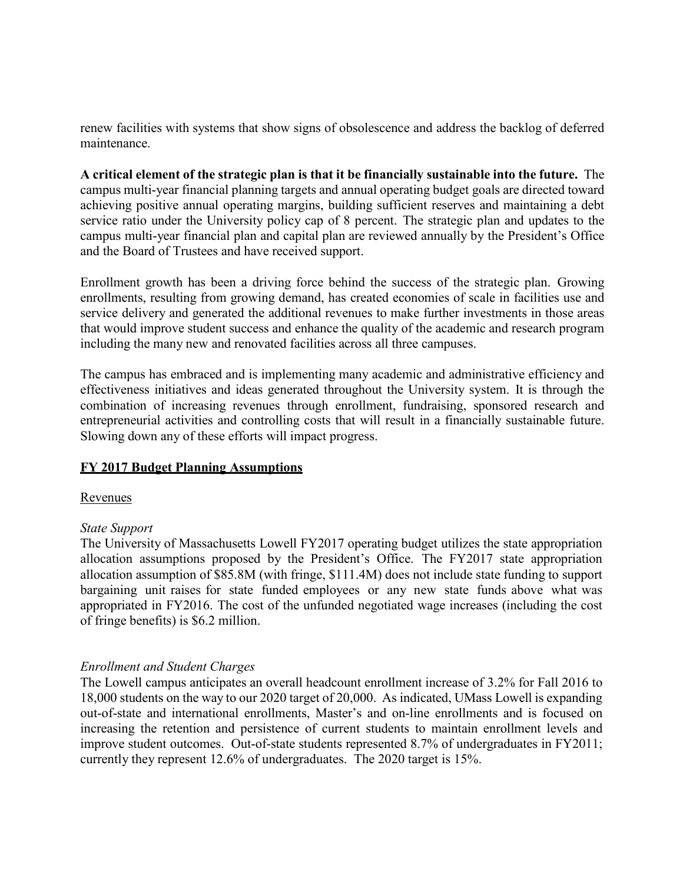renew facilities with systems that show signs of obsolescence and address the backlog of deferred maintenance.

**A critical element of the strategic plan is that it be financially sustainable into the future.** The campus multi-year financial planning targets and annual operating budget goals are directed toward achieving positive annual operating margins, building sufficient reserves and maintaining a debt service ratio under the University policy cap of 8 percent. The strategic plan and updates to the campus multi-year financial plan and capital plan are reviewed annually by the President's Office and the Board of Trustees and have received support.

Enrollment growth has been a driving force behind the success of the strategic plan. Growing enrollments, resulting from growing demand, has created economies of scale in facilities use and service delivery and generated the additional revenues to make further investments in those areas that would improve student success and enhance the quality of the academic and research program including the many new and renovated facilities across all three campuses.

The campus has embraced and is implementing many academic and administrative efficiency and effectiveness initiatives and ideas generated throughout the University system. It is through the combination of increasing revenues through enrollment, fundraising, sponsored research and entrepreneurial activities and controlling costs that will result in a financially sustainable future. Slowing down any of these efforts will impact progress.

## FY 2017 Budget Planning Assumptions

### Revenues

*State Support*

The University of Massachusetts Lowell FY2017 operating budget utilizes the state appropriation allocation assumptions proposed by the President's Office. The FY2017 state appropriation allocation assumption of $85.8M (with fringe, $111.4M) does not include state funding to support bargaining unit raises for state funded employees or any new state funds above what was appropriated in FY2016. The cost of the unfunded negotiated wage increases (including the cost of fringe benefits) is $6.2 million.

*Enrollment and Student Charges*

The Lowell campus anticipates an overall headcount enrollment increase of 3.2% for Fall 2016 to 18,000 students on the way to our 2020 target of 20,000. As indicated, UMass Lowell is expanding out-of-state and international enrollments, Master's and on-line enrollments and is focused on increasing the retention and persistence of current students to maintain enrollment levels and improve student outcomes. Out-of-state students represented 8.7% of undergraduates in FY2011; currently they represent 12.6% of undergraduates. The 2020 target is 15%.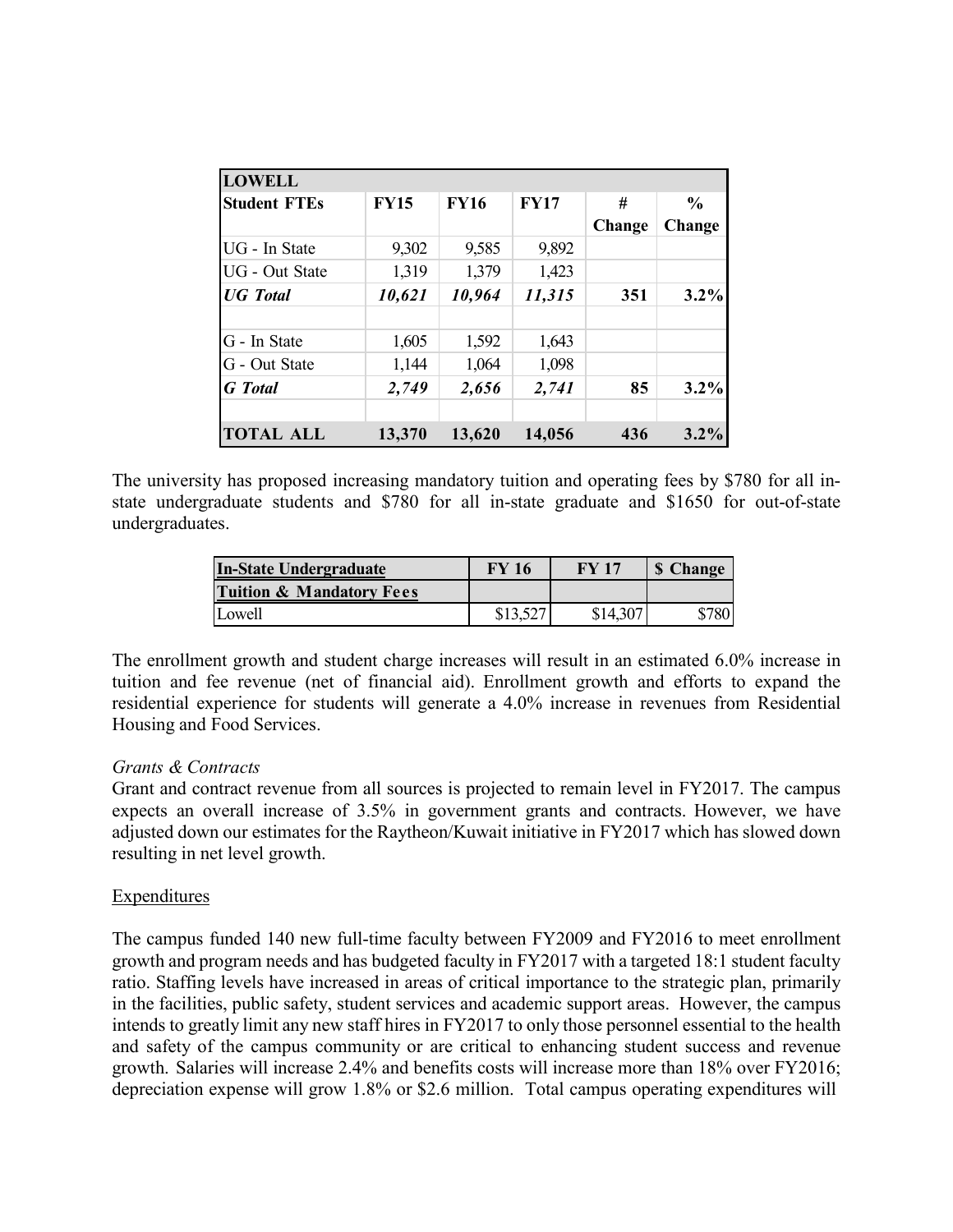| LOWELL | | | | | |
|---|---|---|---|---|---|
| **Student FTEs** | **FY15** | **FY16** | **FY17** | **# Change** | **% Change** |
| UG - In State | 9,302 | 9,585 | 9,892 | | |
| UG - Out State | 1,319 | 1,379 | 1,423 | | |
| ***UG Total*** | ***10,621*** | ***10,964*** | ***11,315*** | **351** | **3.2%** |
| | | | | | |
| G - In State | 1,605 | 1,592 | 1,643 | | |
| G - Out State | 1,144 | 1,064 | 1,098 | | |
| ***G Total*** | ***2,749*** | ***2,656*** | ***2,741*** | **85** | **3.2%** |
| | | | | | |
| **TOTAL ALL** | **13,370** | **13,620** | **14,056** | **436** | **3.2%** |

The university has proposed increasing mandatory tuition and operating fees by $780 for all in-state undergraduate students and $780 for all in-state graduate and $1650 for out-of-state undergraduates.

| In-State Undergraduate | FY 16 | FY 17 | $ Change |
|---|---|---|---|
| **Tuition & Mandatory Fees** | | | |
| Lowell | $13,527 | $14,307 | $780 |

The enrollment growth and student charge increases will result in an estimated 6.0% increase in tuition and fee revenue (net of financial aid). Enrollment growth and efforts to expand the residential experience for students will generate a 4.0% increase in revenues from Residential Housing and Food Services.

*Grants & Contracts*

Grant and contract revenue from all sources is projected to remain level in FY2017. The campus expects an overall increase of 3.5% in government grants and contracts. However, we have adjusted down our estimates for the Raytheon/Kuwait initiative in FY2017 which has slowed down resulting in net level growth.

Expenditures

The campus funded 140 new full-time faculty between FY2009 and FY2016 to meet enrollment growth and program needs and has budgeted faculty in FY2017 with a targeted 18:1 student faculty ratio. Staffing levels have increased in areas of critical importance to the strategic plan, primarily in the facilities, public safety, student services and academic support areas. However, the campus intends to greatly limit any new staff hires in FY2017 to only those personnel essential to the health and safety of the campus community or are critical to enhancing student success and revenue growth. Salaries will increase 2.4% and benefits costs will increase more than 18% over FY2016; depreciation expense will grow 1.8% or $2.6 million. Total campus operating expenditures will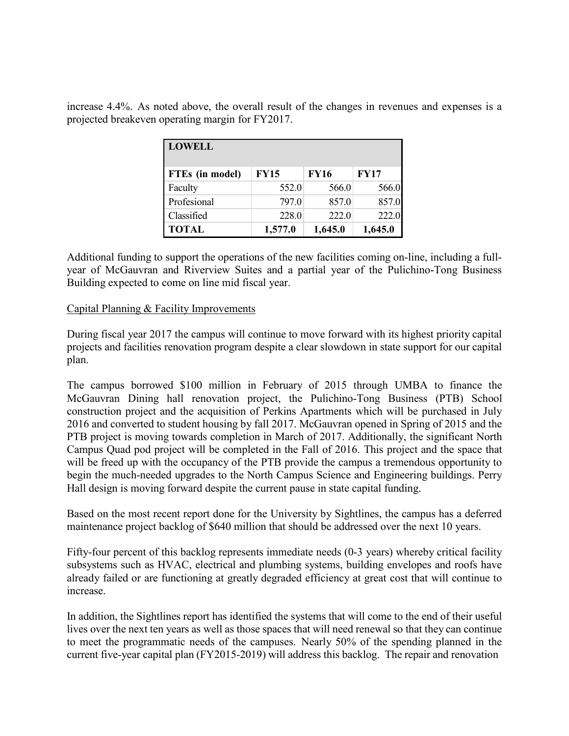increase 4.4%. As noted above, the overall result of the changes in revenues and expenses is a projected breakeven operating margin for FY2017.

| LOWELL | | | |
|---|---|---|---|
| **FTEs (in model)** | **FY15** | **FY16** | **FY17** |
| Faculty | 552.0 | 566.0 | 566.0 |
| Profesional | 797.0 | 857.0 | 857.0 |
| Classified | 228.0 | 222.0 | 222.0 |
| **TOTAL** | **1,577.0** | **1,645.0** | **1,645.0** |

Additional funding to support the operations of the new facilities coming on-line, including a full-year of McGauvran and Riverview Suites and a partial year of the Pulichino-Tong Business Building expected to come on line mid fiscal year.

Capital Planning & Facility Improvements

During fiscal year 2017 the campus will continue to move forward with its highest priority capital projects and facilities renovation program despite a clear slowdown in state support for our capital plan.

The campus borrowed $100 million in February of 2015 through UMBA to finance the McGauvran Dining hall renovation project, the Pulichino-Tong Business (PTB) School construction project and the acquisition of Perkins Apartments which will be purchased in July 2016 and converted to student housing by fall 2017. McGauvran opened in Spring of 2015 and the PTB project is moving towards completion in March of 2017. Additionally, the significant North Campus Quad pod project will be completed in the Fall of 2016. This project and the space that will be freed up with the occupancy of the PTB provide the campus a tremendous opportunity to begin the much-needed upgrades to the North Campus Science and Engineering buildings. Perry Hall design is moving forward despite the current pause in state capital funding.

Based on the most recent report done for the University by Sightlines, the campus has a deferred maintenance project backlog of $640 million that should be addressed over the next 10 years.

Fifty-four percent of this backlog represents immediate needs (0-3 years) whereby critical facility subsystems such as HVAC, electrical and plumbing systems, building envelopes and roofs have already failed or are functioning at greatly degraded efficiency at great cost that will continue to increase.

In addition, the Sightlines report has identified the systems that will come to the end of their useful lives over the next ten years as well as those spaces that will need renewal so that they can continue to meet the programmatic needs of the campuses. Nearly 50% of the spending planned in the current five-year capital plan (FY2015-2019) will address this backlog. The repair and renovation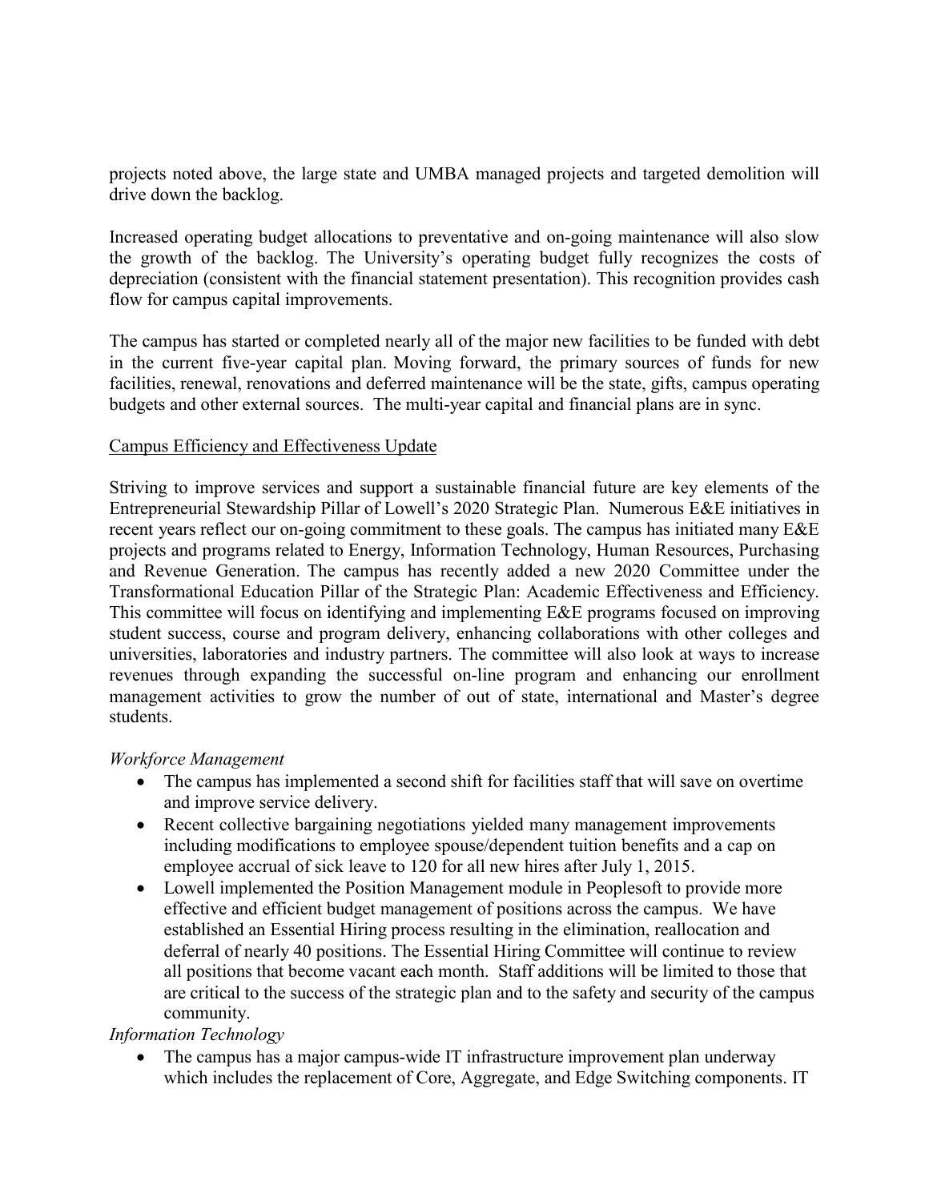projects noted above, the large state and UMBA managed projects and targeted demolition will drive down the backlog.

Increased operating budget allocations to preventative and on-going maintenance will also slow the growth of the backlog. The University's operating budget fully recognizes the costs of depreciation (consistent with the financial statement presentation). This recognition provides cash flow for campus capital improvements.

The campus has started or completed nearly all of the major new facilities to be funded with debt in the current five-year capital plan. Moving forward, the primary sources of funds for new facilities, renewal, renovations and deferred maintenance will be the state, gifts, campus operating budgets and other external sources. The multi-year capital and financial plans are in sync.

<u>Campus Efficiency and Effectiveness Update</u>

Striving to improve services and support a sustainable financial future are key elements of the Entrepreneurial Stewardship Pillar of Lowell's 2020 Strategic Plan. Numerous E&E initiatives in recent years reflect our on-going commitment to these goals. The campus has initiated many E&E projects and programs related to Energy, Information Technology, Human Resources, Purchasing and Revenue Generation. The campus has recently added a new 2020 Committee under the Transformational Education Pillar of the Strategic Plan: Academic Effectiveness and Efficiency. This committee will focus on identifying and implementing E&E programs focused on improving student success, course and program delivery, enhancing collaborations with other colleges and universities, laboratories and industry partners. The committee will also look at ways to increase revenues through expanding the successful on-line program and enhancing our enrollment management activities to grow the number of out of state, international and Master's degree students.

*Workforce Management*

- The campus has implemented a second shift for facilities staff that will save on overtime and improve service delivery.
- Recent collective bargaining negotiations yielded many management improvements including modifications to employee spouse/dependent tuition benefits and a cap on employee accrual of sick leave to 120 for all new hires after July 1, 2015.
- Lowell implemented the Position Management module in Peoplesoft to provide more effective and efficient budget management of positions across the campus. We have established an Essential Hiring process resulting in the elimination, reallocation and deferral of nearly 40 positions. The Essential Hiring Committee will continue to review all positions that become vacant each month. Staff additions will be limited to those that are critical to the success of the strategic plan and to the safety and security of the campus community.

*Information Technology*

- The campus has a major campus-wide IT infrastructure improvement plan underway which includes the replacement of Core, Aggregate, and Edge Switching components. IT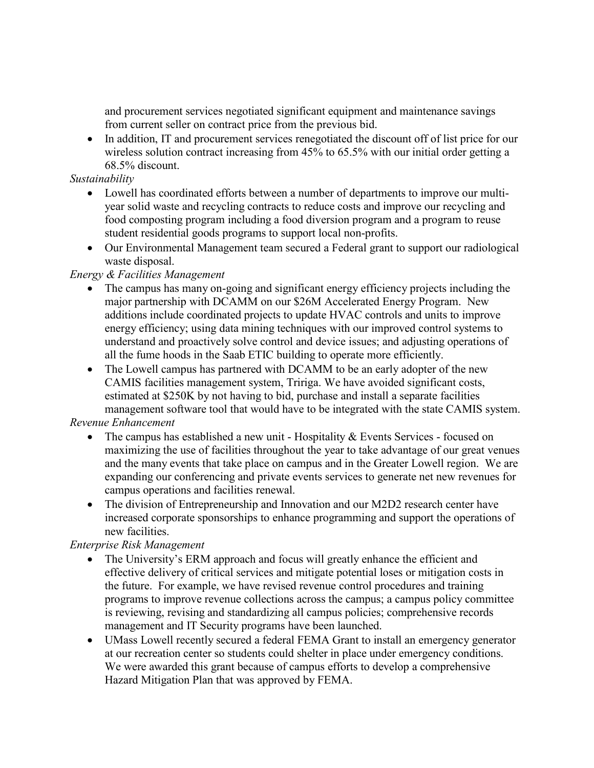and procurement services negotiated significant equipment and maintenance savings from current seller on contract price from the previous bid.

- In addition, IT and procurement services renegotiated the discount off of list price for our wireless solution contract increasing from 45% to 65.5% with our initial order getting a 68.5% discount.

*Sustainability*

- Lowell has coordinated efforts between a number of departments to improve our multi-year solid waste and recycling contracts to reduce costs and improve our recycling and food composting program including a food diversion program and a program to reuse student residential goods programs to support local non-profits.
- Our Environmental Management team secured a Federal grant to support our radiological waste disposal.

*Energy & Facilities Management*

- The campus has many on-going and significant energy efficiency projects including the major partnership with DCAMM on our $26M Accelerated Energy Program. New additions include coordinated projects to update HVAC controls and units to improve energy efficiency; using data mining techniques with our improved control systems to understand and proactively solve control and device issues; and adjusting operations of all the fume hoods in the Saab ETIC building to operate more efficiently.
- The Lowell campus has partnered with DCAMM to be an early adopter of the new CAMIS facilities management system, Tririga. We have avoided significant costs, estimated at $250K by not having to bid, purchase and install a separate facilities management software tool that would have to be integrated with the state CAMIS system.

*Revenue Enhancement*

- The campus has established a new unit - Hospitality & Events Services - focused on maximizing the use of facilities throughout the year to take advantage of our great venues and the many events that take place on campus and in the Greater Lowell region. We are expanding our conferencing and private events services to generate net new revenues for campus operations and facilities renewal.
- The division of Entrepreneurship and Innovation and our M2D2 research center have increased corporate sponsorships to enhance programming and support the operations of new facilities.

*Enterprise Risk Management*

- The University's ERM approach and focus will greatly enhance the efficient and effective delivery of critical services and mitigate potential loses or mitigation costs in the future. For example, we have revised revenue control procedures and training programs to improve revenue collections across the campus; a campus policy committee is reviewing, revising and standardizing all campus policies; comprehensive records management and IT Security programs have been launched.
- UMass Lowell recently secured a federal FEMA Grant to install an emergency generator at our recreation center so students could shelter in place under emergency conditions. We were awarded this grant because of campus efforts to develop a comprehensive Hazard Mitigation Plan that was approved by FEMA.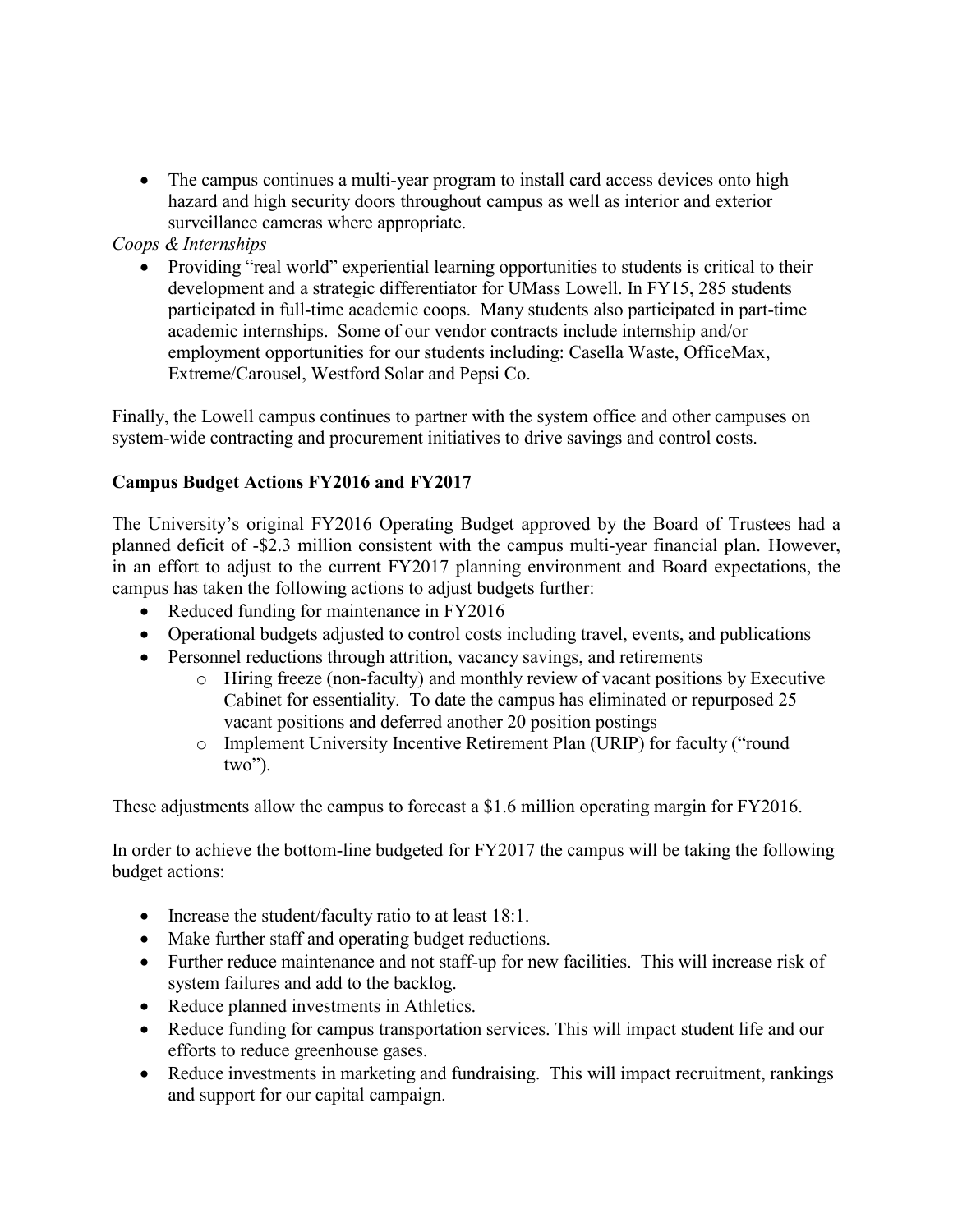- The campus continues a multi-year program to install card access devices onto high hazard and high security doors throughout campus as well as interior and exterior surveillance cameras where appropriate.

*Coops & Internships*

- Providing "real world" experiential learning opportunities to students is critical to their development and a strategic differentiator for UMass Lowell. In FY15, 285 students participated in full-time academic coops. Many students also participated in part-time academic internships. Some of our vendor contracts include internship and/or employment opportunities for our students including: Casella Waste, OfficeMax, Extreme/Carousel, Westford Solar and Pepsi Co.

Finally, the Lowell campus continues to partner with the system office and other campuses on system-wide contracting and procurement initiatives to drive savings and control costs.

**Campus Budget Actions FY2016 and FY2017**

The University's original FY2016 Operating Budget approved by the Board of Trustees had a planned deficit of -$2.3 million consistent with the campus multi-year financial plan. However, in an effort to adjust to the current FY2017 planning environment and Board expectations, the campus has taken the following actions to adjust budgets further:

- Reduced funding for maintenance in FY2016
- Operational budgets adjusted to control costs including travel, events, and publications
- Personnel reductions through attrition, vacancy savings, and retirements
  - Hiring freeze (non-faculty) and monthly review of vacant positions by Executive Cabinet for essentiality. To date the campus has eliminated or repurposed 25 vacant positions and deferred another 20 position postings
  - Implement University Incentive Retirement Plan (URIP) for faculty ("round two").

These adjustments allow the campus to forecast a $1.6 million operating margin for FY2016.

In order to achieve the bottom-line budgeted for FY2017 the campus will be taking the following budget actions:

- Increase the student/faculty ratio to at least 18:1.
- Make further staff and operating budget reductions.
- Further reduce maintenance and not staff-up for new facilities. This will increase risk of system failures and add to the backlog.
- Reduce planned investments in Athletics.
- Reduce funding for campus transportation services. This will impact student life and our efforts to reduce greenhouse gases.
- Reduce investments in marketing and fundraising. This will impact recruitment, rankings and support for our capital campaign.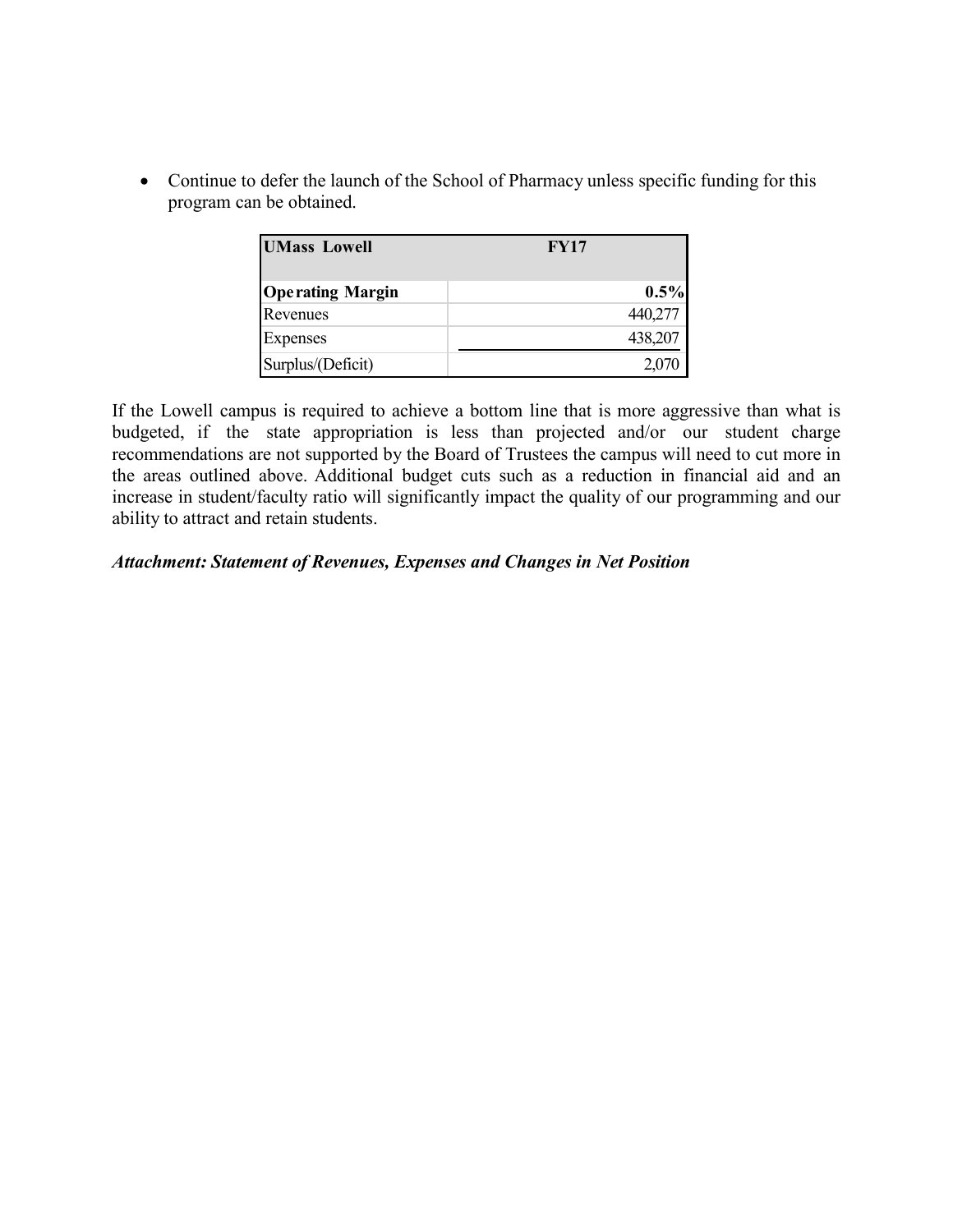- Continue to defer the launch of the School of Pharmacy unless specific funding for this program can be obtained.

| **UMass Lowell** | **FY17** |
|---|---|
| **Operating Margin** | **0.5%** |
| Revenues | 440,277 |
| Expenses | 438,207 |
| Surplus/(Deficit) | 2,070 |

If the Lowell campus is required to achieve a bottom line that is more aggressive than what is budgeted, if the state appropriation is less than projected and/or our student charge recommendations are not supported by the Board of Trustees the campus will need to cut more in the areas outlined above. Additional budget cuts such as a reduction in financial aid and an increase in student/faculty ratio will significantly impact the quality of our programming and our ability to attract and retain students.

***Attachment: Statement of Revenues, Expenses and Changes in Net Position***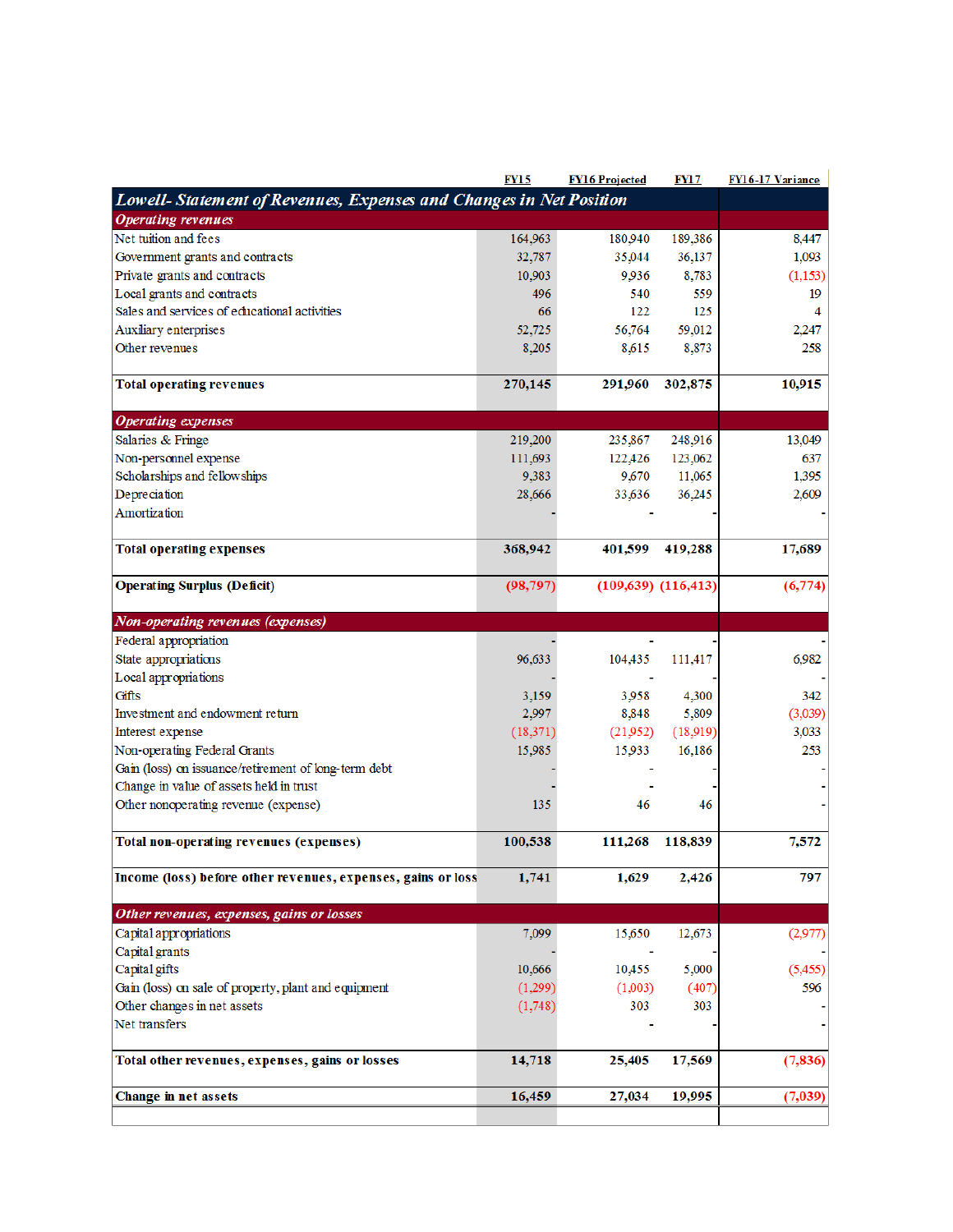| | FY15 | FY16 Projected | FY17 | FY16-17 Variance |
|---|---|---|---|---|
| ***Lowell- Statement of Revenues, Expenses and Changes in Net Position*** | | | | |
| ***Operating revenues*** | | | | |
| Net tuition and fees | 164,963 | 180,940 | 189,386 | 8,447 |
| Government grants and contracts | 32,787 | 35,044 | 36,137 | 1,093 |
| Private grants and contracts | 10,903 | 9,936 | 8,783 | (1,153) |
| Local grants and contracts | 496 | 540 | 559 | 19 |
| Sales and services of educational activities | 66 | 122 | 125 | 4 |
| Auxiliary enterprises | 52,725 | 56,764 | 59,012 | 2,247 |
| Other revenues | 8,205 | 8,615 | 8,873 | 258 |
| **Total operating revenues** | **270,145** | **291,960** | **302,875** | **10,915** |
| ***Operating expenses*** | | | | |
| Salaries & Fringe | 219,200 | 235,867 | 248,916 | 13,049 |
| Non-personnel expense | 111,693 | 122,426 | 123,062 | 637 |
| Scholarships and fellowships | 9,383 | 9,670 | 11,065 | 1,395 |
| Depreciation | 28,666 | 33,636 | 36,245 | 2,609 |
| Amortization | - | - | - | - |
| **Total operating expenses** | **368,942** | **401,599** | **419,288** | **17,689** |
| **Operating Surplus (Deficit)** | **(98,797)** | **(109,639)** | **(116,413)** | **(6,774)** |
| ***Non-operating revenues (expenses)*** | | | | |
| Federal appropriation | - | - | - | - |
| State appropriations | 96,633 | 104,435 | 111,417 | 6,982 |
| Local appropriations | - | - | - | - |
| Gifts | 3,159 | 3,958 | 4,300 | 342 |
| Investment and endowment return | 2,997 | 8,848 | 5,809 | (3,039) |
| Interest expense | (18,371) | (21,952) | (18,919) | 3,033 |
| Non-operating Federal Grants | 15,985 | 15,933 | 16,186 | 253 |
| Gain (loss) on issuance/retirement of long-term debt | - | - | - | - |
| Change in value of assets held in trust | - | - | - | - |
| Other nonoperating revenue (expense) | 135 | 46 | 46 | - |
| **Total non-operating revenues (expenses)** | **100,538** | **111,268** | **118,839** | **7,572** |
| **Income (loss) before other revenues, expenses, gains or loss** | **1,741** | **1,629** | **2,426** | **797** |
| ***Other revenues, expenses, gains or losses*** | | | | |
| Capital appropriations | 7,099 | 15,650 | 12,673 | (2,977) |
| Capital grants | - | - | - | - |
| Capital gifts | 10,666 | 10,455 | 5,000 | (5,455) |
| Gain (loss) on sale of property, plant and equipment | (1,299) | (1,003) | (407) | 596 |
| Other changes in net assets | (1,748) | 303 | 303 | - |
| Net transfers | | - | - | - |
| **Total other revenues, expenses, gains or losses** | **14,718** | **25,405** | **17,569** | **(7,836)** |
| **Change in net assets** | **16,459** | **27,034** | **19,995** | **(7,039)** |